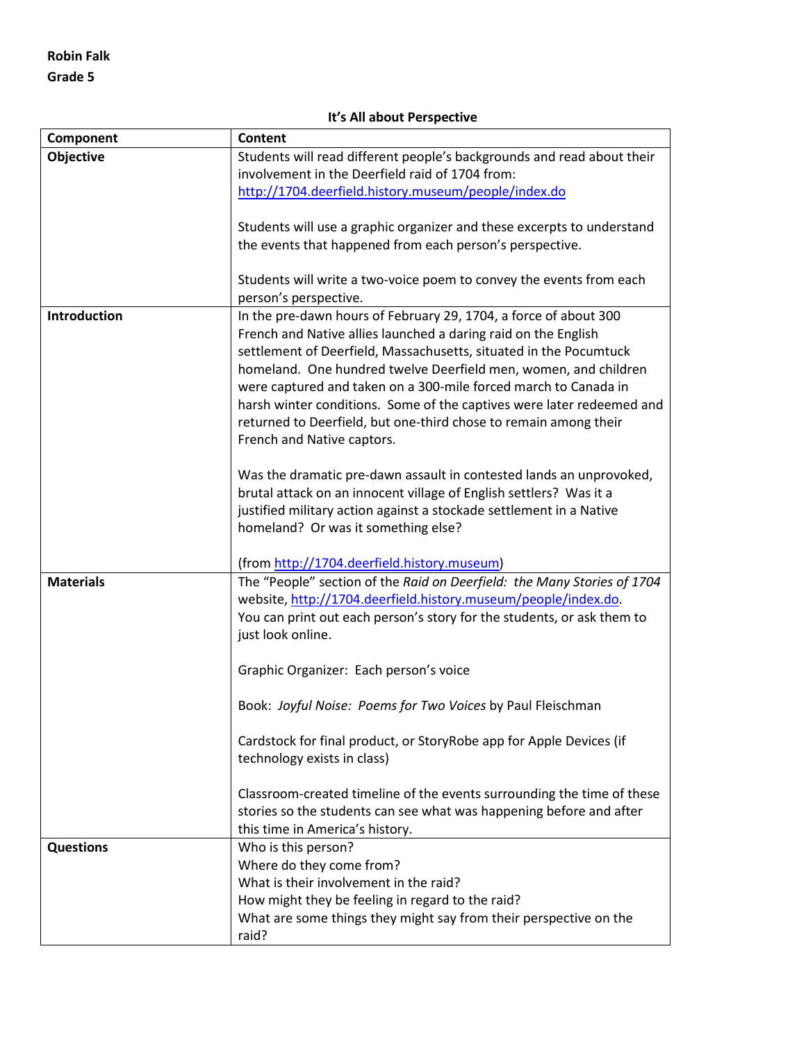**Robin Falk**

**Grade 5**

## It's All about Perspective

| Component | Content |
|---|---|
| **Objective** | Students will read different people's backgrounds and read about their involvement in the Deerfield raid of 1704 from: [http://1704.deerfield.history.museum/people/index.do](http://1704.deerfield.history.museum/people/index.do)<br><br>Students will use a graphic organizer and these excerpts to understand the events that happened from each person's perspective.<br><br>Students will write a two-voice poem to convey the events from each person's perspective. |
| **Introduction** | In the pre-dawn hours of February 29, 1704, a force of about 300 French and Native allies launched a daring raid on the English settlement of Deerfield, Massachusetts, situated in the Pocumtuck homeland. One hundred twelve Deerfield men, women, and children were captured and taken on a 300-mile forced march to Canada in harsh winter conditions. Some of the captives were later redeemed and returned to Deerfield, but one-third chose to remain among their French and Native captors.<br><br>Was the dramatic pre-dawn assault in contested lands an unprovoked, brutal attack on an innocent village of English settlers? Was it a justified military action against a stockade settlement in a Native homeland? Or was it something else?<br><br>(from [http://1704.deerfield.history.museum](http://1704.deerfield.history.museum)) |
| **Materials** | The "People" section of the *Raid on Deerfield: the Many Stories of 1704* website, [http://1704.deerfield.history.museum/people/index.do](http://1704.deerfield.history.museum/people/index.do). You can print out each person's story for the students, or ask them to just look online.<br><br>Graphic Organizer: Each person's voice<br><br>Book: *Joyful Noise: Poems for Two Voices* by Paul Fleischman<br><br>Cardstock for final product, or StoryRobe app for Apple Devices (if technology exists in class)<br><br>Classroom-created timeline of the events surrounding the time of these stories so the students can see what was happening before and after this time in America's history. |
| **Questions** | Who is this person?<br>Where do they come from?<br>What is their involvement in the raid?<br>How might they be feeling in regard to the raid?<br>What are some things they might say from their perspective on the raid? |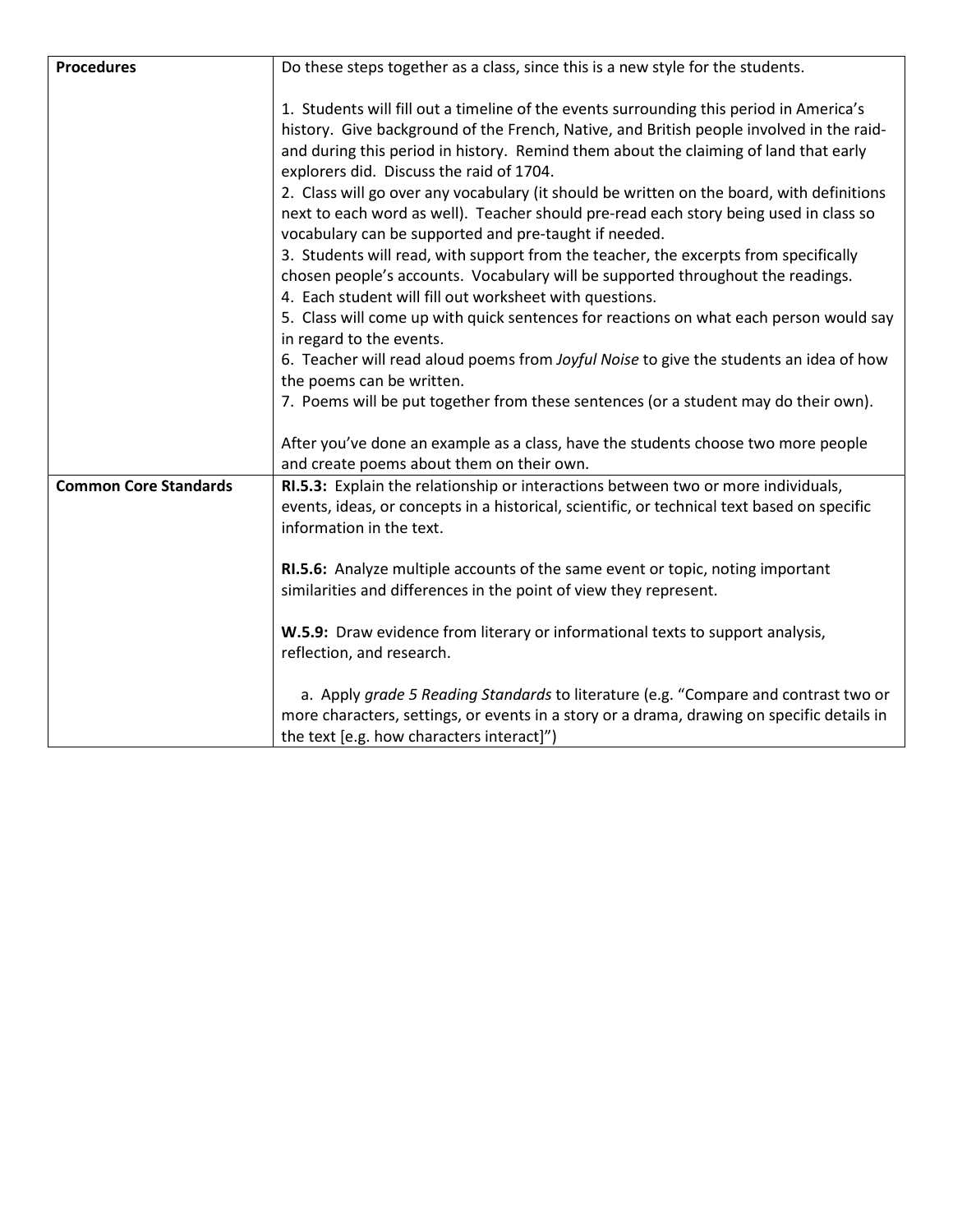| **Procedures** | Do these steps together as a class, since this is a new style for the students.<br><br>1. Students will fill out a timeline of the events surrounding this period in America's history. Give background of the French, Native, and British people involved in the raid- and during this period in history. Remind them about the claiming of land that early explorers did. Discuss the raid of 1704.<br>2. Class will go over any vocabulary (it should be written on the board, with definitions next to each word as well). Teacher should pre-read each story being used in class so vocabulary can be supported and pre-taught if needed.<br>3. Students will read, with support from the teacher, the excerpts from specifically chosen people's accounts. Vocabulary will be supported throughout the readings.<br>4. Each student will fill out worksheet with questions.<br>5. Class will come up with quick sentences for reactions on what each person would say in regard to the events.<br>6. Teacher will read aloud poems from *Joyful Noise* to give the students an idea of how the poems can be written.<br>7. Poems will be put together from these sentences (or a student may do their own).<br><br>After you've done an example as a class, have the students choose two more people and create poems about them on their own. |
|---|---|
| **Common Core Standards** | **RI.5.3:** Explain the relationship or interactions between two or more individuals, events, ideas, or concepts in a historical, scientific, or technical text based on specific information in the text.<br><br>**RI.5.6:** Analyze multiple accounts of the same event or topic, noting important similarities and differences in the point of view they represent.<br><br>**W.5.9:** Draw evidence from literary or informational texts to support analysis, reflection, and research.<br><br>a. Apply *grade 5 Reading Standards* to literature (e.g. "Compare and contrast two or more characters, settings, or events in a story or a drama, drawing on specific details in the text [e.g. how characters interact]") |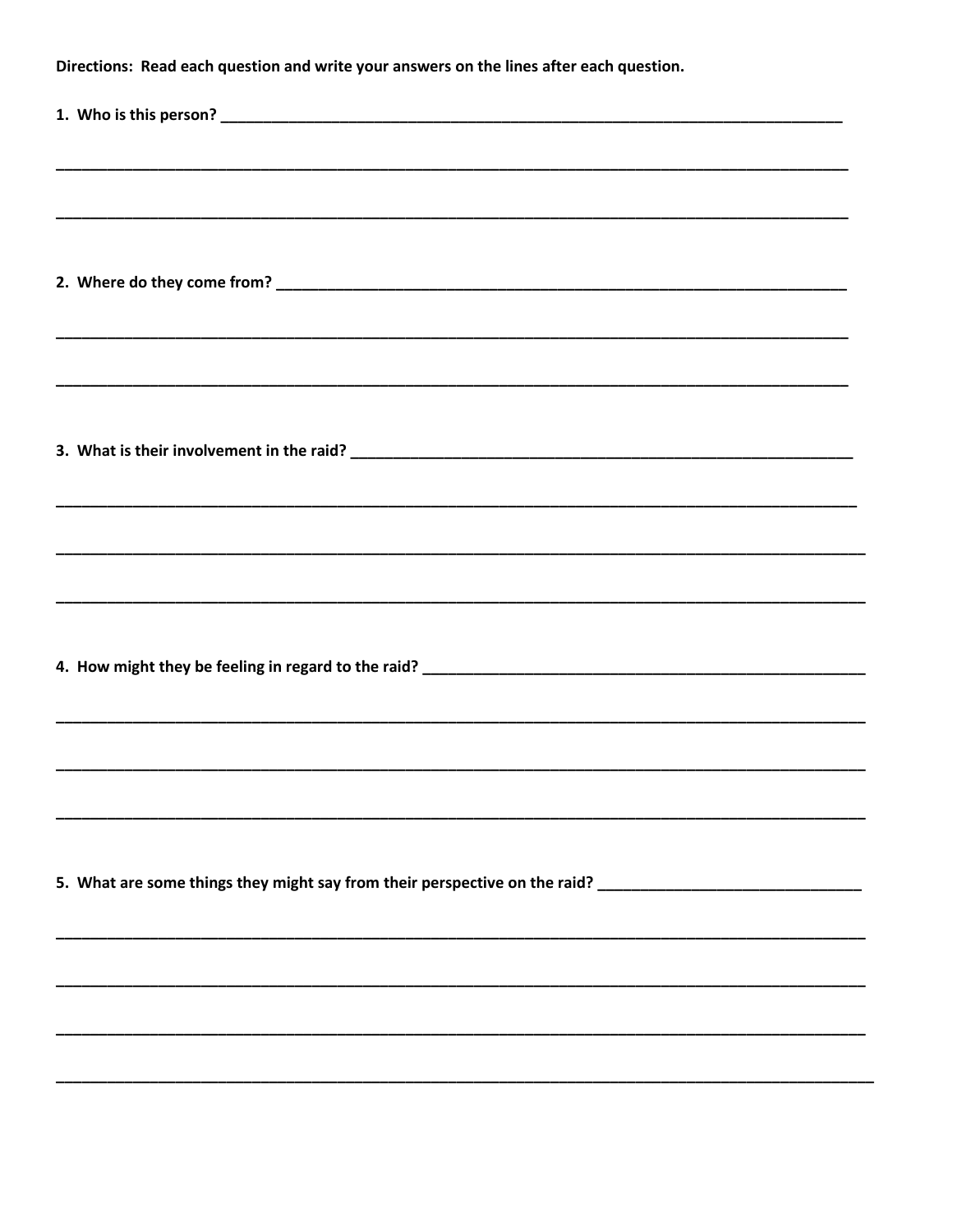**Directions: Read each question and write your answers on the lines after each question.**

**1. Who is this person?** ________________________________________________________________

______________________________________________________________________________________

______________________________________________________________________________________

**2. Where do they come from?** ____________________________________________________________

______________________________________________________________________________________

______________________________________________________________________________________

**3. What is their involvement in the raid?** ___________________________________________________

______________________________________________________________________________________

______________________________________________________________________________________

______________________________________________________________________________________

**4. How might they be feeling in regard to the raid?** __________________________________________

______________________________________________________________________________________

______________________________________________________________________________________

______________________________________________________________________________________

**5. What are some things they might say from their perspective on the raid?** _______________________

______________________________________________________________________________________

______________________________________________________________________________________

______________________________________________________________________________________

______________________________________________________________________________________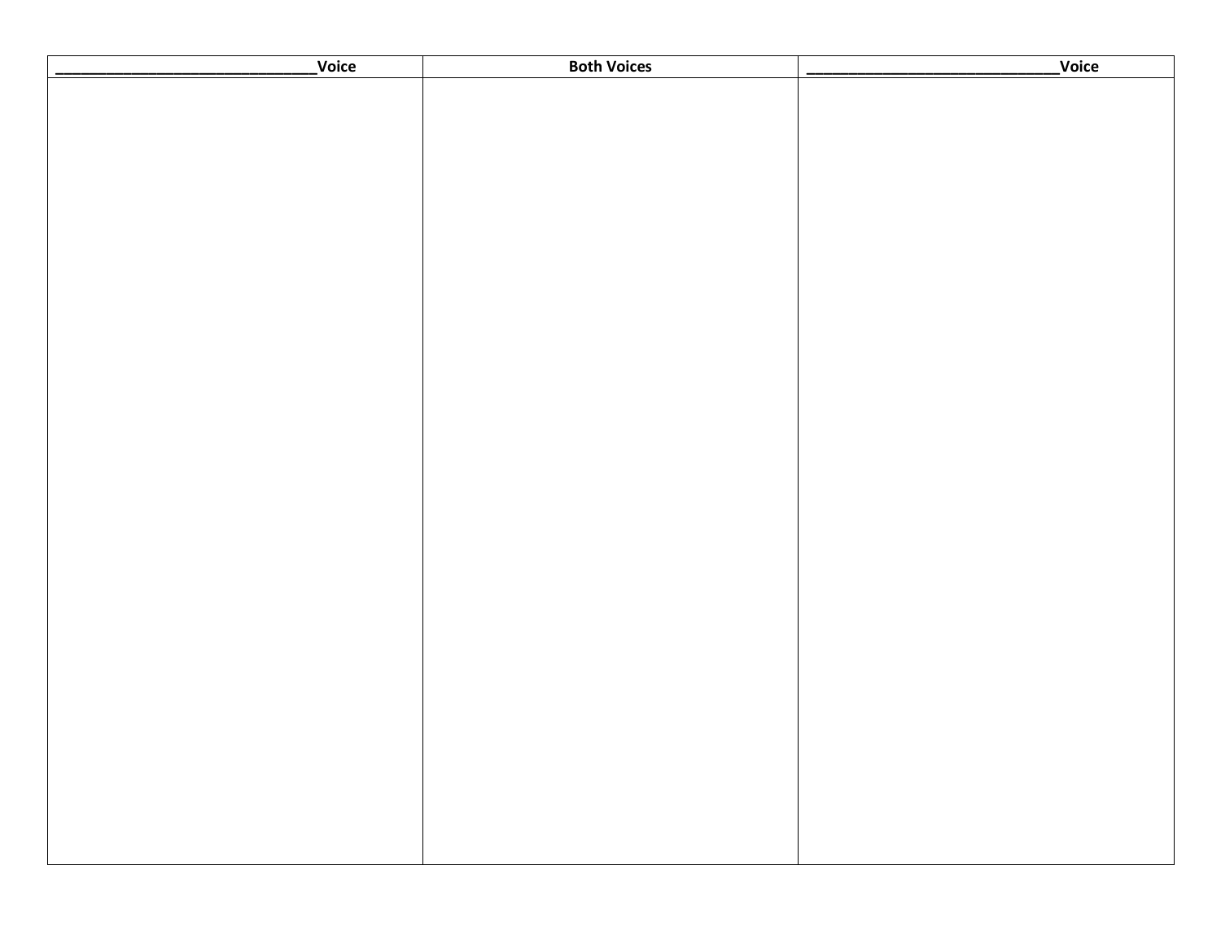| ______________________________Voice | Both Voices | ______________________________Voice |
|---|---|---|
| | | |